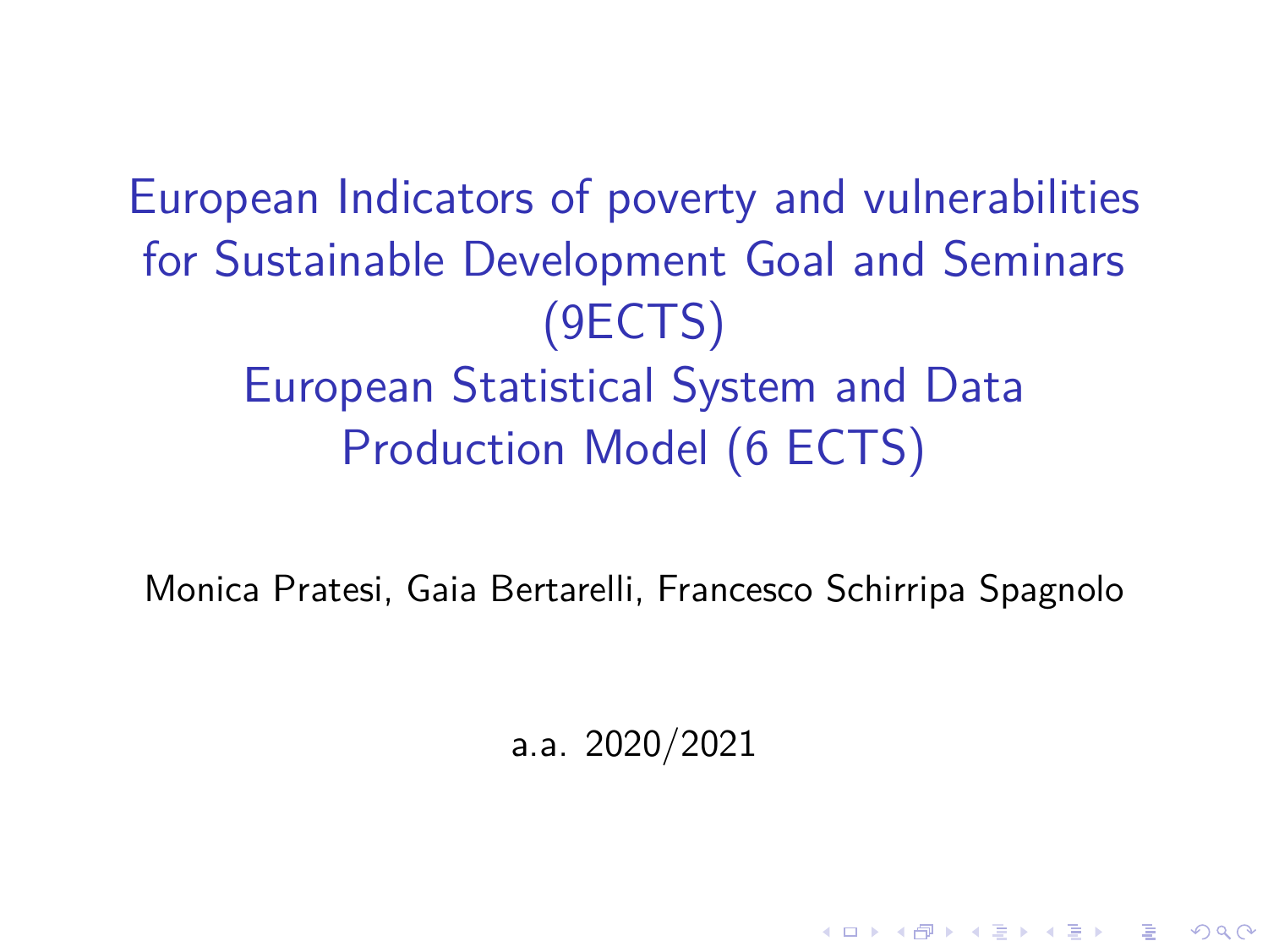# European Indicators of poverty and vulnerabilities for Sustainable Development Goal and Seminars (9ECTS)
# European Statistical System and Data Production Model (6 ECTS)

Monica Pratesi, Gaia Bertarelli, Francesco Schirripa Spagnolo

a.a. 2020/2021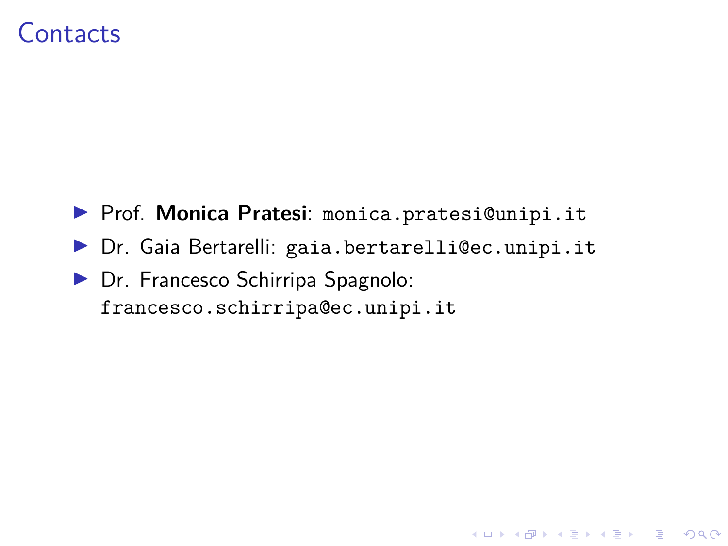# Contacts

- Prof. **Monica Pratesi**: `monica.pratesi@unipi.it`
- Dr. Gaia Bertarelli: `gaia.bertarelli@ec.unipi.it`
- Dr. Francesco Schirripa Spagnolo: `francesco.schirripa@ec.unipi.it`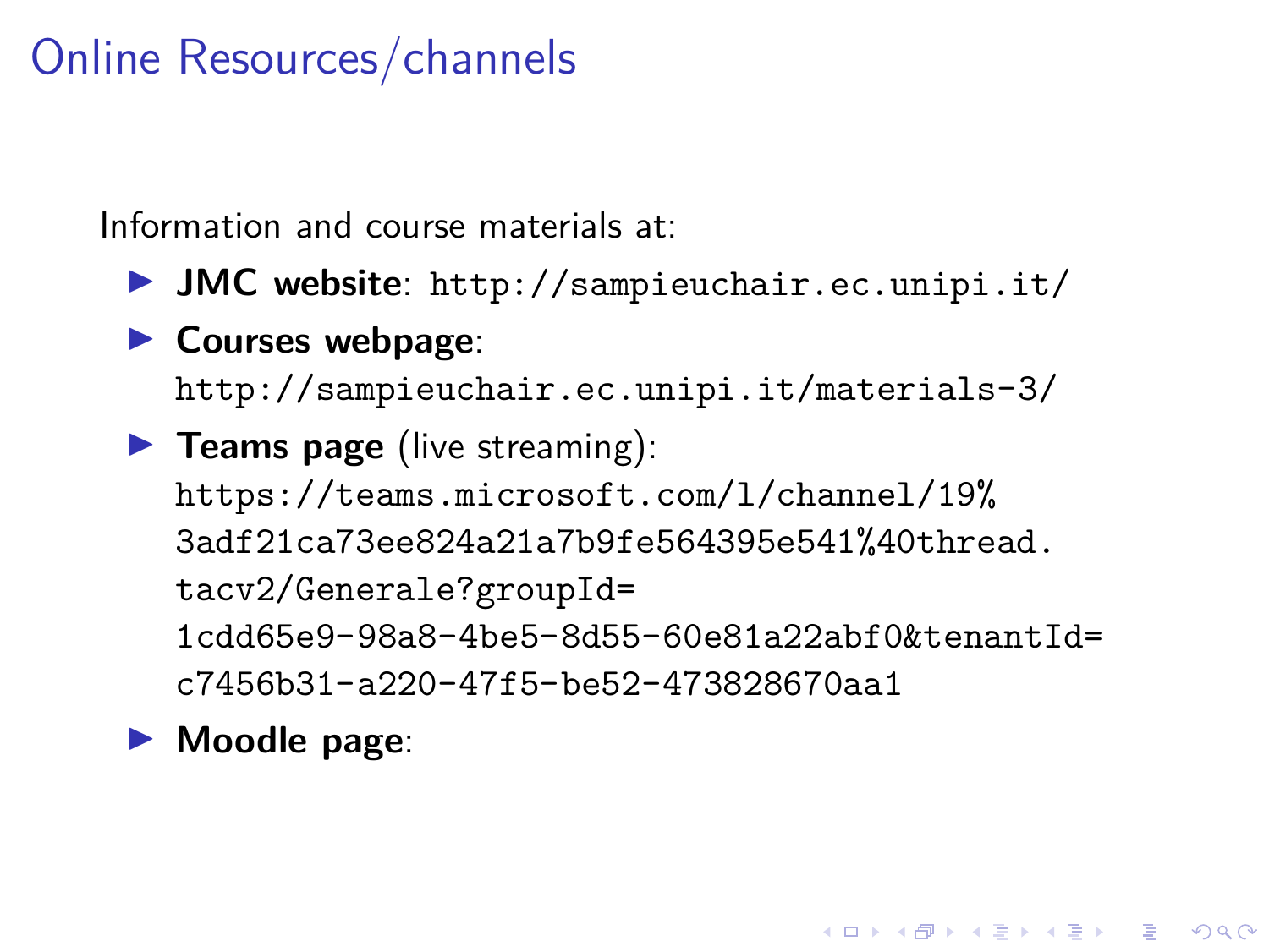# Online Resources/channels

Information and course materials at:

- **JMC website**: http://sampieuchair.ec.unipi.it/
- **Courses webpage**: http://sampieuchair.ec.unipi.it/materials-3/
- **Teams page** (live streaming): https://teams.microsoft.com/l/channel/19%3adf21ca73ee824a21a7b9fe564395e541%40thread.tacv2/Generale?groupId=1cdd65e9-98a8-4be5-8d55-60e81a22abf0&tenantId=c7456b31-a220-47f5-be52-473828670aa1
- **Moodle page**: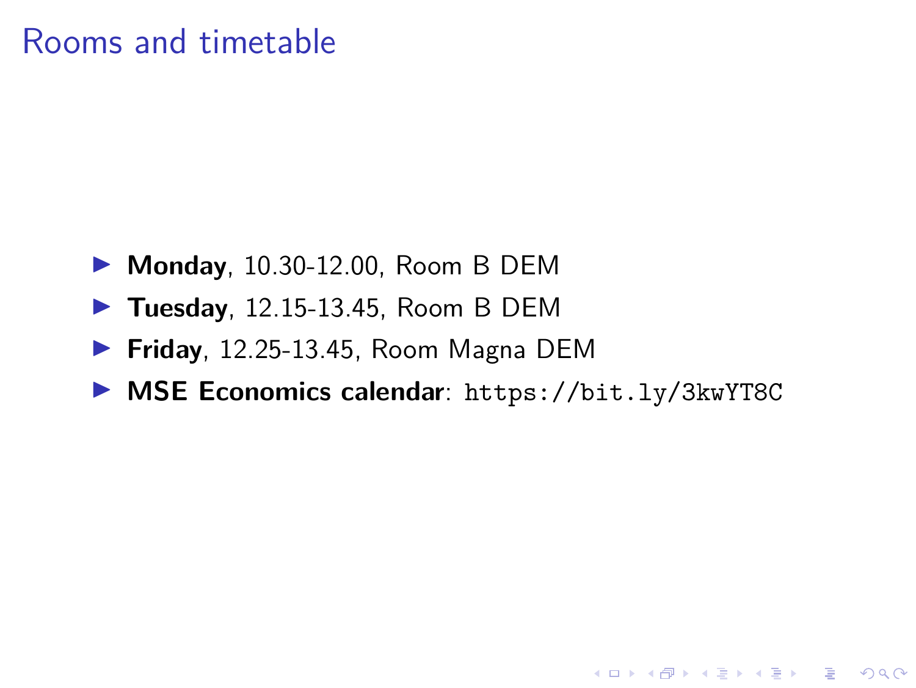# Rooms and timetable

- **Monday**, 10.30-12.00, Room B DEM
- **Tuesday**, 12.15-13.45, Room B DEM
- **Friday**, 12.25-13.45, Room Magna DEM
- **MSE Economics calendar**: `https://bit.ly/3kwYT8C`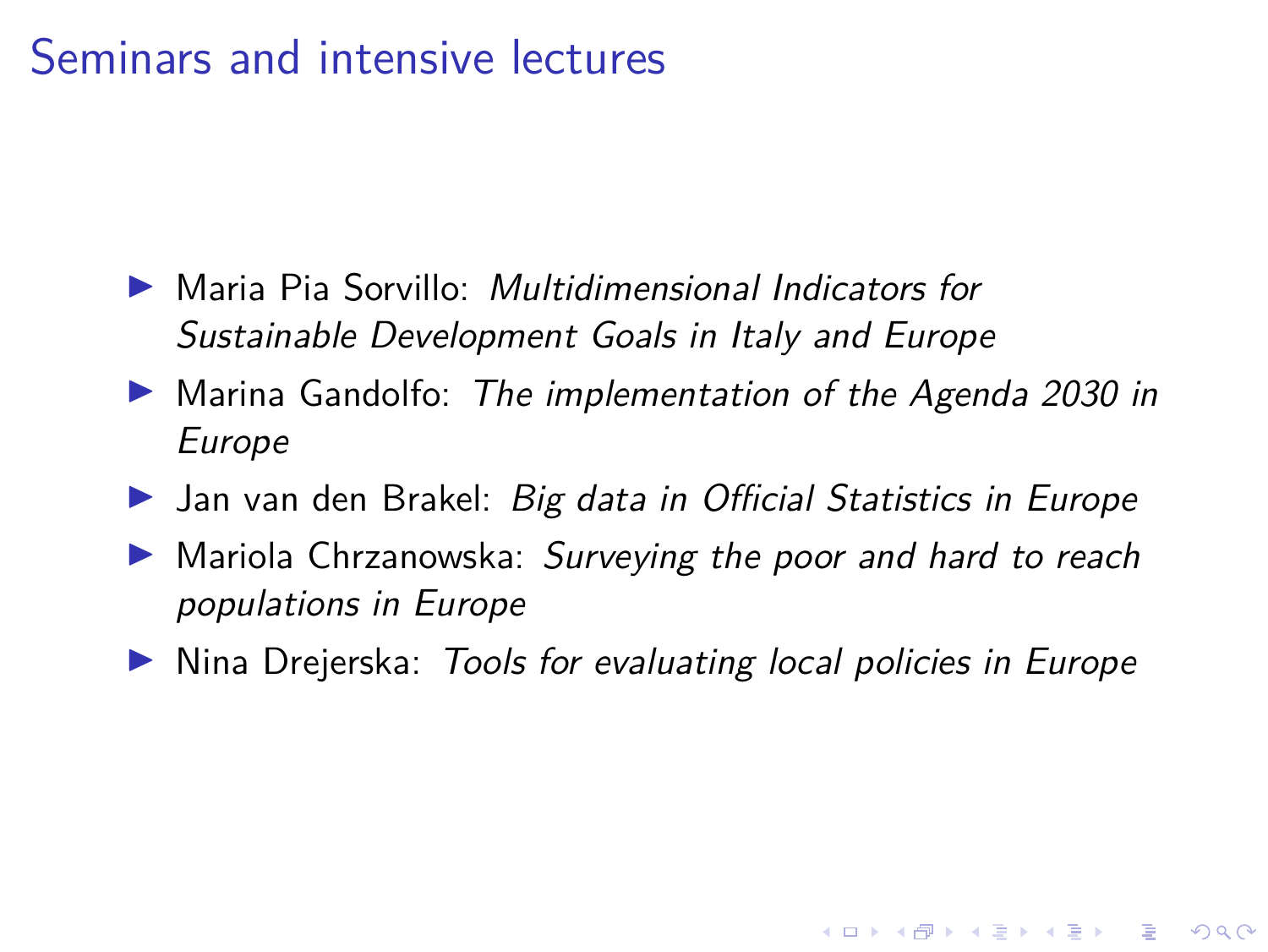# Seminars and intensive lectures

- Maria Pia Sorvillo: *Multidimensional Indicators for Sustainable Development Goals in Italy and Europe*
- Marina Gandolfo: *The implementation of the Agenda 2030 in Europe*
- Jan van den Brakel: *Big data in Official Statistics in Europe*
- Mariola Chrzanowska: *Surveying the poor and hard to reach populations in Europe*
- Nina Drejerska: *Tools for evaluating local policies in Europe*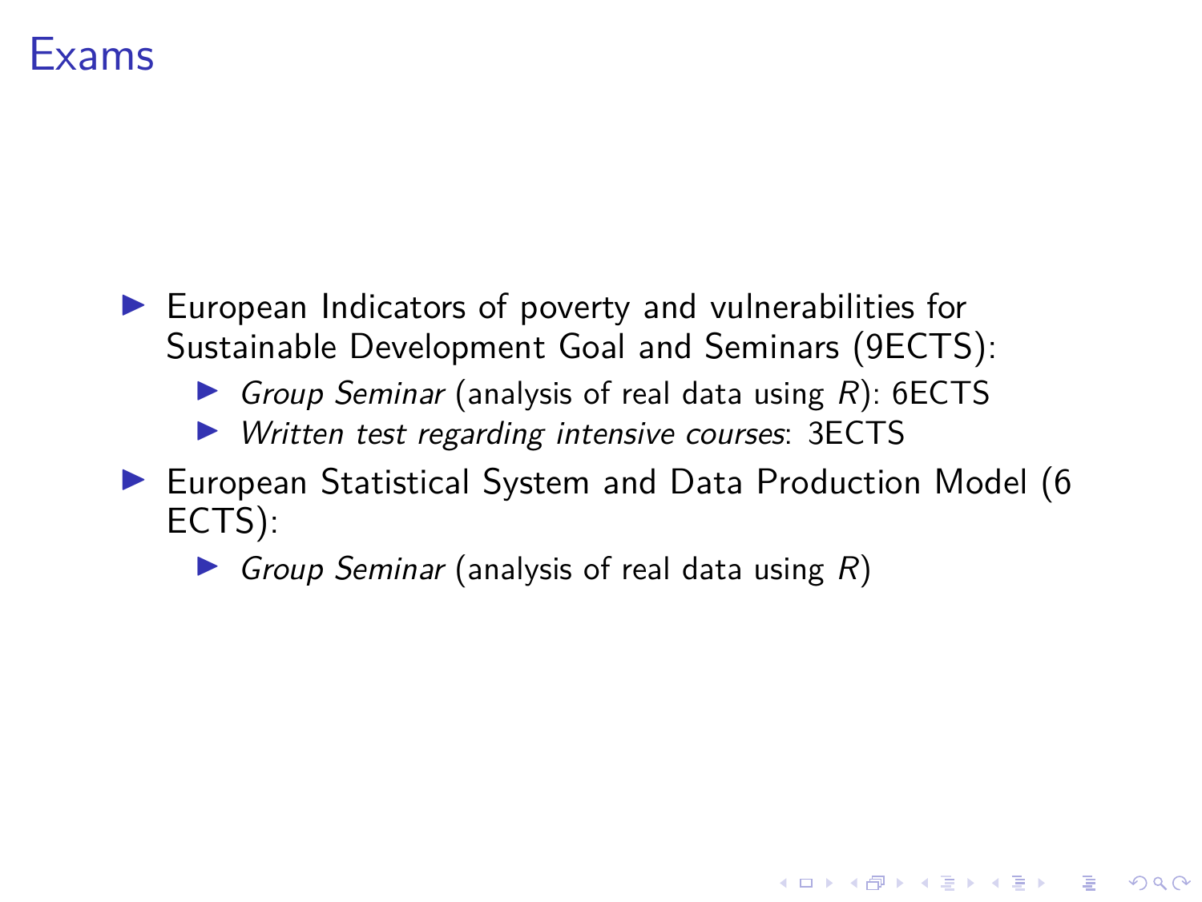# Exams

- European Indicators of poverty and vulnerabilities for Sustainable Development Goal and Seminars (9ECTS):
  - *Group Seminar* (analysis of real data using *R*): 6ECTS
  - *Written test regarding intensive courses*: 3ECTS
- European Statistical System and Data Production Model (6 ECTS):
  - *Group Seminar* (analysis of real data using *R*)